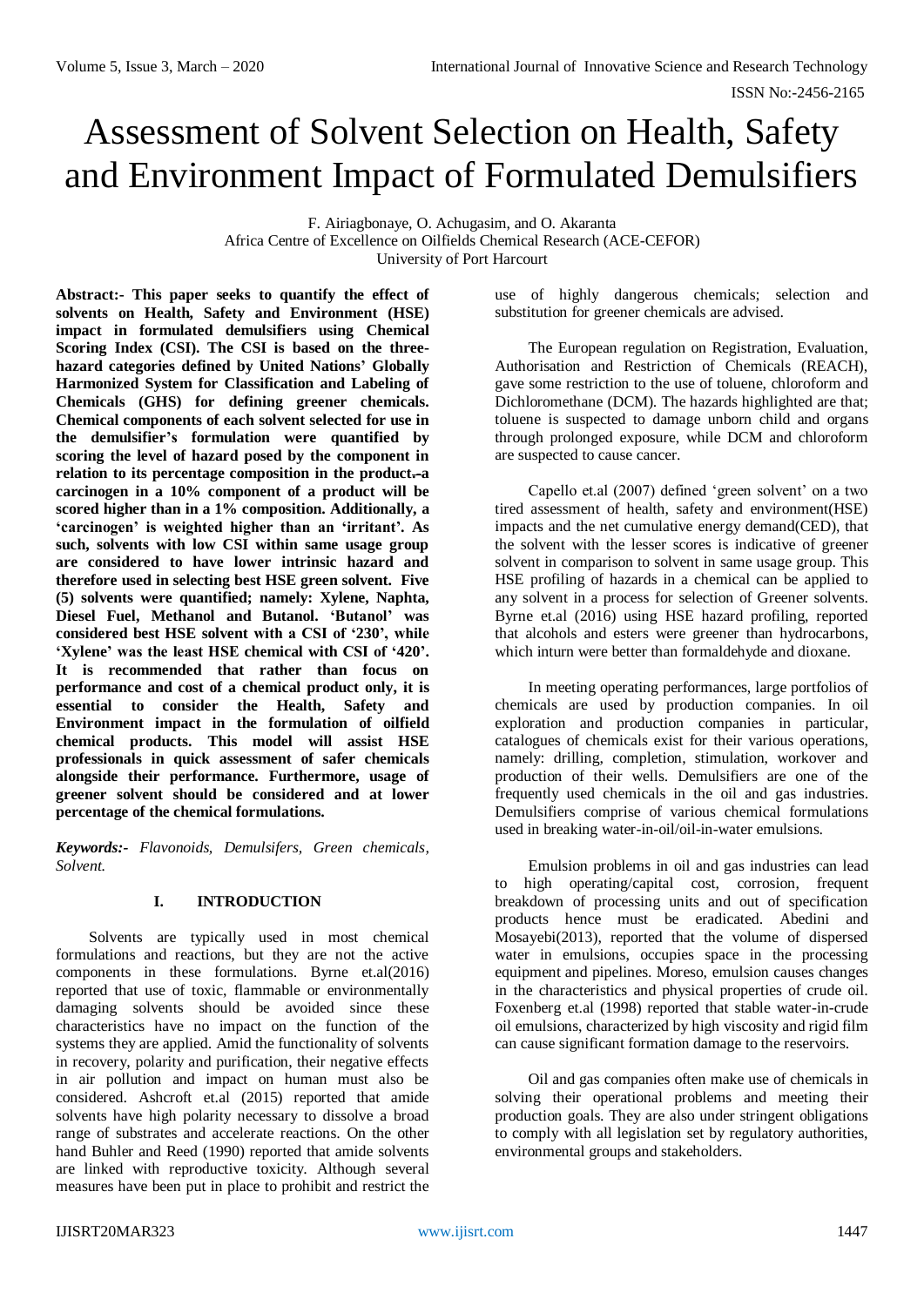# Assessment of Solvent Selection on Health, Safety and Environment Impact of Formulated Demulsifiers

F. Airiagbonaye, O. Achugasim, and O. Akaranta
Africa Centre of Excellence on Oilfields Chemical Research (ACE-CEFOR)
University of Port Harcourt

**Abstract:- This paper seeks to quantify the effect of solvents on Health, Safety and Environment (HSE) impact in formulated demulsifiers using Chemical Scoring Index (CSI). The CSI is based on the three-hazard categories defined by United Nations' Globally Harmonized System for Classification and Labeling of Chemicals (GHS) for defining greener chemicals. Chemical components of each solvent selected for use in the demulsifier's formulation were quantified by scoring the level of hazard posed by the component in relation to its percentage composition in the product. a carcinogen in a 10% component of a product will be scored higher than in a 1% composition. Additionally, a 'carcinogen' is weighted higher than an 'irritant'. As such, solvents with low CSI within same usage group are considered to have lower intrinsic hazard and therefore used in selecting best HSE green solvent. Five (5) solvents were quantified; namely: Xylene, Naphta, Diesel Fuel, Methanol and Butanol. 'Butanol' was considered best HSE solvent with a CSI of '230', while 'Xylene' was the least HSE chemical with CSI of '420'. It is recommended that rather than focus on performance and cost of a chemical product only, it is essential to consider the Health, Safety and Environment impact in the formulation of oilfield chemical products. This model will assist HSE professionals in quick assessment of safer chemicals alongside their performance. Furthermore, usage of greener solvent should be considered and at lower percentage of the chemical formulations.**

***Keywords:-** Flavonoids, Demulsifers, Green chemicals, Solvent.*

## I. INTRODUCTION

Solvents are typically used in most chemical formulations and reactions, but they are not the active components in these formulations. Byrne et.al(2016) reported that use of toxic, flammable or environmentally damaging solvents should be avoided since these characteristics have no impact on the function of the systems they are applied. Amid the functionality of solvents in recovery, polarity and purification, their negative effects in air pollution and impact on human must also be considered. Ashcroft et.al (2015) reported that amide solvents have high polarity necessary to dissolve a broad range of substrates and accelerate reactions. On the other hand Buhler and Reed (1990) reported that amide solvents are linked with reproductive toxicity. Although several measures have been put in place to prohibit and restrict the use of highly dangerous chemicals; selection and substitution for greener chemicals are advised.

The European regulation on Registration, Evaluation, Authorisation and Restriction of Chemicals (REACH), gave some restriction to the use of toluene, chloroform and Dichloromethane (DCM). The hazards highlighted are that; toluene is suspected to damage unborn child and organs through prolonged exposure, while DCM and chloroform are suspected to cause cancer.

Capello et.al (2007) defined 'green solvent' on a two tired assessment of health, safety and environment(HSE) impacts and the net cumulative energy demand(CED), that the solvent with the lesser scores is indicative of greener solvent in comparison to solvent in same usage group. This HSE profiling of hazards in a chemical can be applied to any solvent in a process for selection of Greener solvents. Byrne et.al (2016) using HSE hazard profiling, reported that alcohols and esters were greener than hydrocarbons, which inturn were better than formaldehyde and dioxane.

In meeting operating performances, large portfolios of chemicals are used by production companies. In oil exploration and production companies in particular, catalogues of chemicals exist for their various operations, namely: drilling, completion, stimulation, workover and production of their wells. Demulsifiers are one of the frequently used chemicals in the oil and gas industries. Demulsifiers comprise of various chemical formulations used in breaking water-in-oil/oil-in-water emulsions.

Emulsion problems in oil and gas industries can lead to high operating/capital cost, corrosion, frequent breakdown of processing units and out of specification products hence must be eradicated. Abedini and Mosayebi(2013), reported that the volume of dispersed water in emulsions, occupies space in the processing equipment and pipelines. Moreso, emulsion causes changes in the characteristics and physical properties of crude oil. Foxenberg et.al (1998) reported that stable water-in-crude oil emulsions, characterized by high viscosity and rigid film can cause significant formation damage to the reservoirs.

Oil and gas companies often make use of chemicals in solving their operational problems and meeting their production goals. They are also under stringent obligations to comply with all legislation set by regulatory authorities, environmental groups and stakeholders.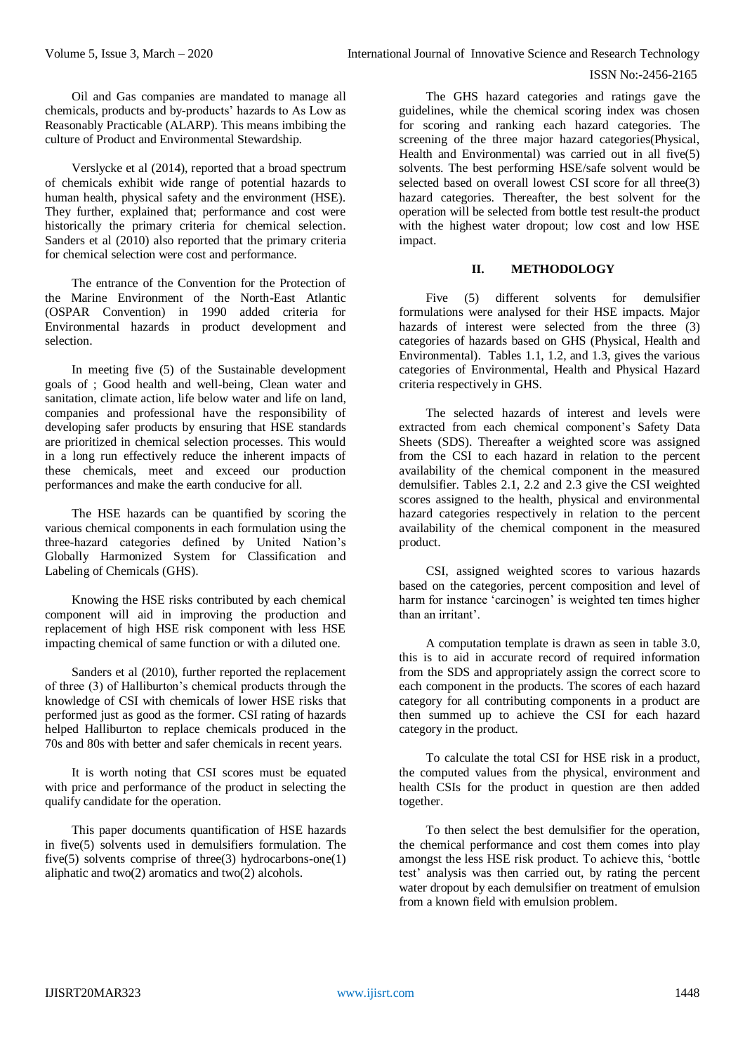Oil and Gas companies are mandated to manage all chemicals, products and by-products' hazards to As Low as Reasonably Practicable (ALARP). This means imbibing the culture of Product and Environmental Stewardship.

Verslycke et al (2014), reported that a broad spectrum of chemicals exhibit wide range of potential hazards to human health, physical safety and the environment (HSE). They further, explained that; performance and cost were historically the primary criteria for chemical selection. Sanders et al (2010) also reported that the primary criteria for chemical selection were cost and performance.

The entrance of the Convention for the Protection of the Marine Environment of the North-East Atlantic (OSPAR Convention) in 1990 added criteria for Environmental hazards in product development and selection.

In meeting five (5) of the Sustainable development goals of ; Good health and well-being, Clean water and sanitation, climate action, life below water and life on land, companies and professional have the responsibility of developing safer products by ensuring that HSE standards are prioritized in chemical selection processes. This would in a long run effectively reduce the inherent impacts of these chemicals, meet and exceed our production performances and make the earth conducive for all.

The HSE hazards can be quantified by scoring the various chemical components in each formulation using the three-hazard categories defined by United Nation's Globally Harmonized System for Classification and Labeling of Chemicals (GHS).

Knowing the HSE risks contributed by each chemical component will aid in improving the production and replacement of high HSE risk component with less HSE impacting chemical of same function or with a diluted one.

Sanders et al (2010), further reported the replacement of three (3) of Halliburton's chemical products through the knowledge of CSI with chemicals of lower HSE risks that performed just as good as the former. CSI rating of hazards helped Halliburton to replace chemicals produced in the 70s and 80s with better and safer chemicals in recent years.

It is worth noting that CSI scores must be equated with price and performance of the product in selecting the qualify candidate for the operation.

This paper documents quantification of HSE hazards in five(5) solvents used in demulsifiers formulation. The five(5) solvents comprise of three(3) hydrocarbons-one(1) aliphatic and two(2) aromatics and two(2) alcohols.

The GHS hazard categories and ratings gave the guidelines, while the chemical scoring index was chosen for scoring and ranking each hazard categories. The screening of the three major hazard categories(Physical, Health and Environmental) was carried out in all five(5) solvents. The best performing HSE/safe solvent would be selected based on overall lowest CSI score for all three(3) hazard categories. Thereafter, the best solvent for the operation will be selected from bottle test result-the product with the highest water dropout; low cost and low HSE impact.

## II. METHODOLOGY

Five (5) different solvents for demulsifier formulations were analysed for their HSE impacts. Major hazards of interest were selected from the three (3) categories of hazards based on GHS (Physical, Health and Environmental). Tables 1.1, 1.2, and 1.3, gives the various categories of Environmental, Health and Physical Hazard criteria respectively in GHS.

The selected hazards of interest and levels were extracted from each chemical component's Safety Data Sheets (SDS). Thereafter a weighted score was assigned from the CSI to each hazard in relation to the percent availability of the chemical component in the measured demulsifier. Tables 2.1, 2.2 and 2.3 give the CSI weighted scores assigned to the health, physical and environmental hazard categories respectively in relation to the percent availability of the chemical component in the measured product.

CSI, assigned weighted scores to various hazards based on the categories, percent composition and level of harm for instance 'carcinogen' is weighted ten times higher than an irritant'.

A computation template is drawn as seen in table 3.0, this is to aid in accurate record of required information from the SDS and appropriately assign the correct score to each component in the products. The scores of each hazard category for all contributing components in a product are then summed up to achieve the CSI for each hazard category in the product.

To calculate the total CSI for HSE risk in a product, the computed values from the physical, environment and health CSIs for the product in question are then added together.

To then select the best demulsifier for the operation, the chemical performance and cost them comes into play amongst the less HSE risk product. To achieve this, 'bottle test' analysis was then carried out, by rating the percent water dropout by each demulsifier on treatment of emulsion from a known field with emulsion problem.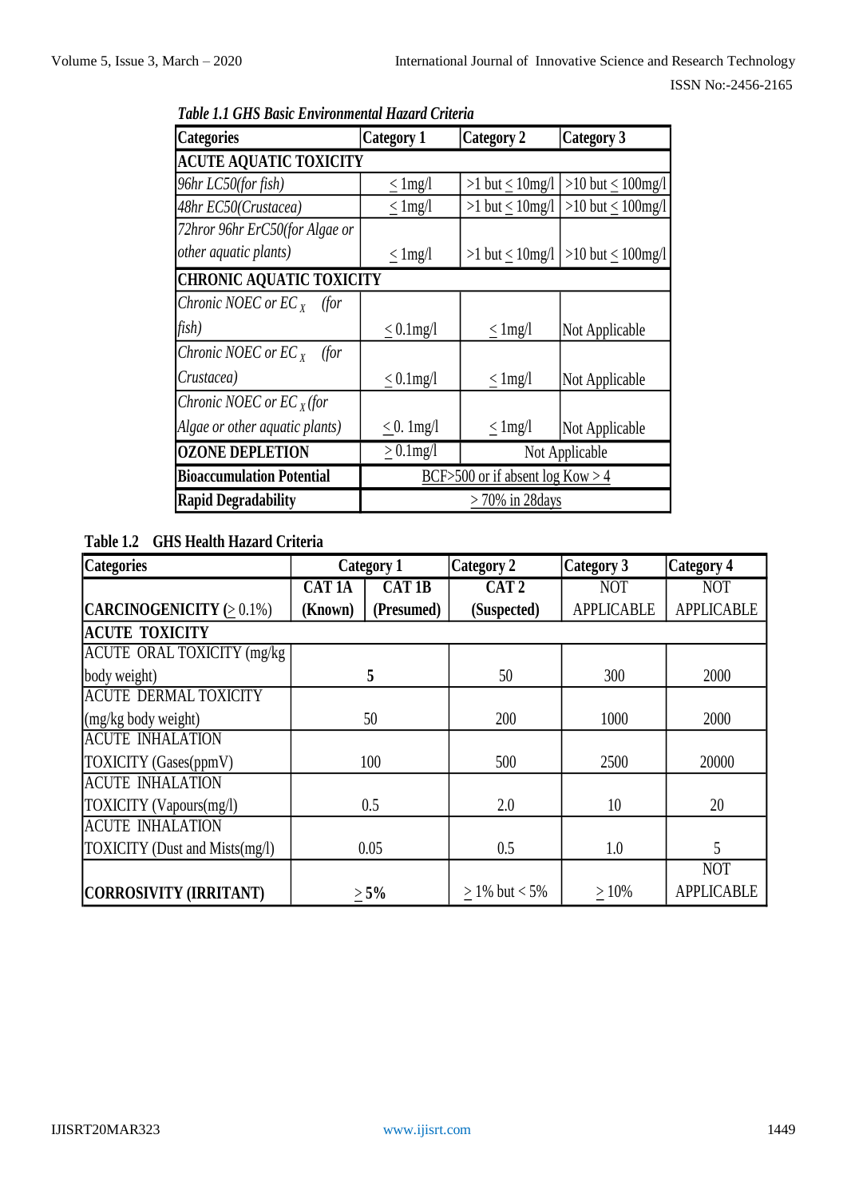*Table 1.1 GHS Basic Environmental Hazard Criteria*

| Categories | Category 1 | Category 2 | Category 3 |
|---|---|---|---|
| **ACUTE AQUATIC TOXICITY** | | | |
| *96hr LC50(for fish)* | ≤ 1mg/l | >1 but ≤ 10mg/l | >10 but ≤ 100mg/l |
| *48hr EC50(Crustacea)* | ≤ 1mg/l | >1 but ≤ 10mg/l | >10 but ≤ 100mg/l |
| *72hror 96hr ErC50(for Algae or other aquatic plants)* | ≤ 1mg/l | >1 but ≤ 10mg/l | >10 but ≤ 100mg/l |
| **CHRONIC AQUATIC TOXICITY** | | | |
| *Chronic NOEC or $EC_X$ (for fish)* | ≤ 0.1mg/l | ≤ 1mg/l | Not Applicable |
| *Chronic NOEC or $EC_X$ (for Crustacea)* | ≤ 0.1mg/l | ≤ 1mg/l | Not Applicable |
| *Chronic NOEC or $EC_X$ (for Algae or other aquatic plants)* | ≤ 0. 1mg/l | ≤ 1mg/l | Not Applicable |
| **OZONE DEPLETION** | ≥ 0.1mg/l | Not Applicable | |
| **Bioaccumulation Potential** | BCF>500 or if absent log Kow > 4 | | |
| **Rapid Degradability** | > 70% in 28days | | |

**Table 1.2 GHS Health Hazard Criteria**

| Categories | Category 1 | | Category 2 | Category 3 | Category 4 |
|---|---|---|---|---|---|
| **CARCINOGENICITY** (≥ 0.1%) | **CAT 1A (Known)** | **CAT 1B (Presumed)** | **CAT 2 (Suspected)** | NOT APPLICABLE | NOT APPLICABLE |
| **ACUTE TOXICITY** | | | | | |
| ACUTE ORAL TOXICITY (mg/kg body weight) | **5** | | 50 | 300 | 2000 |
| ACUTE DERMAL TOXICITY (mg/kg body weight) | 50 | | 200 | 1000 | 2000 |
| ACUTE INHALATION TOXICITY (Gases(ppmV) | 100 | | 500 | 2500 | 20000 |
| ACUTE INHALATION TOXICITY (Vapours(mg/l) | 0.5 | | 2.0 | 10 | 20 |
| ACUTE INHALATION TOXICITY (Dust and Mists(mg/l) | 0.05 | | 0.5 | 1.0 | 5 |
| **CORROSIVITY (IRRITANT)** | **≥ 5%** | | ≥ 1% but < 5% | ≥ 10% | NOT APPLICABLE |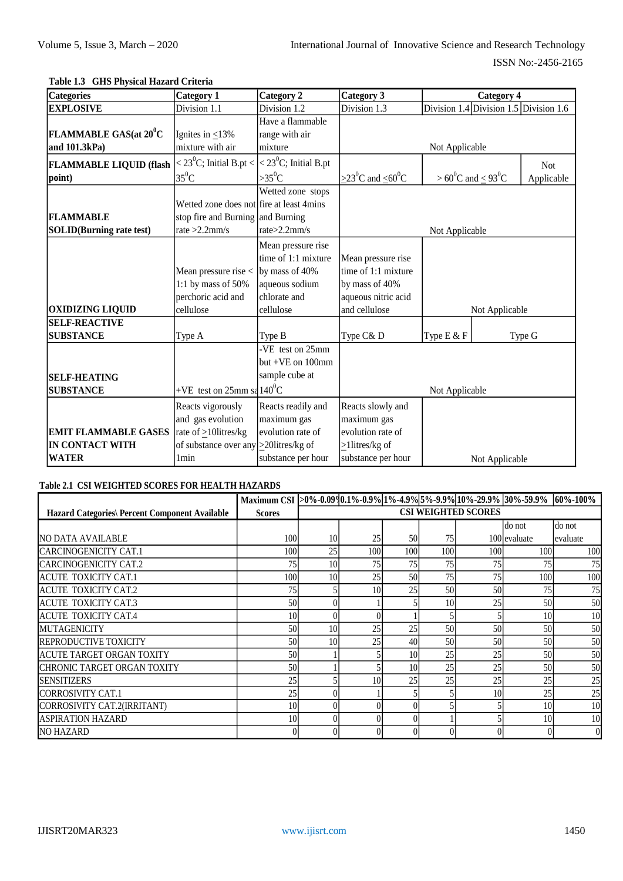**Table 1.3 GHS Physical Hazard Criteria**

| Categories | Category 1 | Category 2 | Category 3 | Category 4 | | |
|---|---|---|---|---|---|---|
| **EXPLOSIVE** | Division 1.1 | Division 1.2 | Division 1.3 | Division 1.4 | Division 1.5 | Division 1.6 |
| **FLAMMABLE GAS(at $20^0$C and 101.3kPa)** | Ignites in ≤13% mixture with air | Have a flammable range with air mixture | Not Applicable | | | |
| **FLAMMABLE LIQUID (flash point)** | < $23^0$C; Initial B.pt < $35^0$C | < $23^0$C; Initial B.pt > $35^0$C | ≥$23^0$C and ≤$60^0$C | > $60^0$C and ≤ $93^0$C | | Not Applicable |
| **FLAMMABLE SOLID(Burning rate test)** | Wetted zone does not stop fire and Burning rate >2.2mm/s | Wetted zone stops fire at least 4mins and Burning rate>2.2mm/s | Not Applicable | | | |
| **OXIDIZING LIQUID** | Mean pressure rise < 1:1 by mass of 50% perchoric acid and cellulose | Mean pressure rise time of 1:1 mixture by mass of 40% aqueous sodium chlorate and cellulose | Mean pressure rise time of 1:1 mixture by mass of 40% aqueous nitric acid and cellulose | Not Applicable | | |
| **SELF-REACTIVE SUBSTANCE** | Type A | Type B | Type C& D | Type E & F | Type G | |
| **SELF-HEATING SUBSTANCE** | +VE test on 25mm sa | -VE test on 25mm but +VE on 100mm sample cube at $140^0$C | Not Applicable | | | |
| **EMIT FLAMMABLE GASES IN CONTACT WITH WATER** | Reacts vigorously and gas evolution rate of ≥10litres/kg of substance over any 1min | Reacts readily and maximum gas evolution rate of ≥20litres/kg of substance per hour | Reacts slowly and maximum gas evolution rate of ≥1litres/kg of substance per hour | Not Applicable | | |

**Table 2.1 CSI WEIGHTED SCORES FOR HEALTH HAZARDS**

| | Maximum CSI | >0%-0.09% | 0.1%-0.9% | 1%-4.9% | 5%-9.9% | 10%-29.9% | 30%-59.9% | 60%-100% |
|---|---|---|---|---|---|---|---|---|
| **Hazard Categories\ Percent Component Available** | **Scores** | **CSI WEIGHTED SCORES** | | | | | | |
| NO DATA AVAILABLE | 100 | 10 | 25 | 50 | 75 | 100 | do not evaluate | do not evaluate |
| CARCINOGENICITY CAT.1 | 100 | 25 | 100 | 100 | 100 | 100 | 100 | 100 |
| CARCINOGENICITY CAT.2 | 75 | 10 | 75 | 75 | 75 | 75 | 75 | 75 |
| ACUTE TOXICITY CAT.1 | 100 | 10 | 25 | 50 | 75 | 75 | 100 | 100 |
| ACUTE TOXICITY CAT.2 | 75 | 5 | 10 | 25 | 50 | 50 | 75 | 75 |
| ACUTE TOXICITY CAT.3 | 50 | 0 | 1 | 5 | 10 | 25 | 50 | 50 |
| ACUTE TOXICITY CAT.4 | 10 | 0 | 0 | 1 | 5 | 5 | 10 | 10 |
| MUTAGENICITY | 50 | 10 | 25 | 25 | 50 | 50 | 50 | 50 |
| REPRODUCTIVE TOXICITY | 50 | 10 | 25 | 40 | 50 | 50 | 50 | 50 |
| ACUTE TARGET ORGAN TOXITY | 50 | 1 | 5 | 10 | 25 | 25 | 50 | 50 |
| CHRONIC TARGET ORGAN TOXITY | 50 | 1 | 5 | 10 | 25 | 25 | 50 | 50 |
| SENSITIZERS | 25 | 5 | 10 | 25 | 25 | 25 | 25 | 25 |
| CORROSIVITY CAT.1 | 25 | 0 | 1 | 5 | 5 | 10 | 25 | 25 |
| CORROSIVITY CAT.2(IRRITANT) | 10 | 0 | 0 | 0 | 5 | 5 | 10 | 10 |
| ASPIRATION HAZARD | 10 | 0 | 0 | 0 | 1 | 5 | 10 | 10 |
| NO HAZARD | 0 | 0 | 0 | 0 | 0 | 0 | 0 | 0 |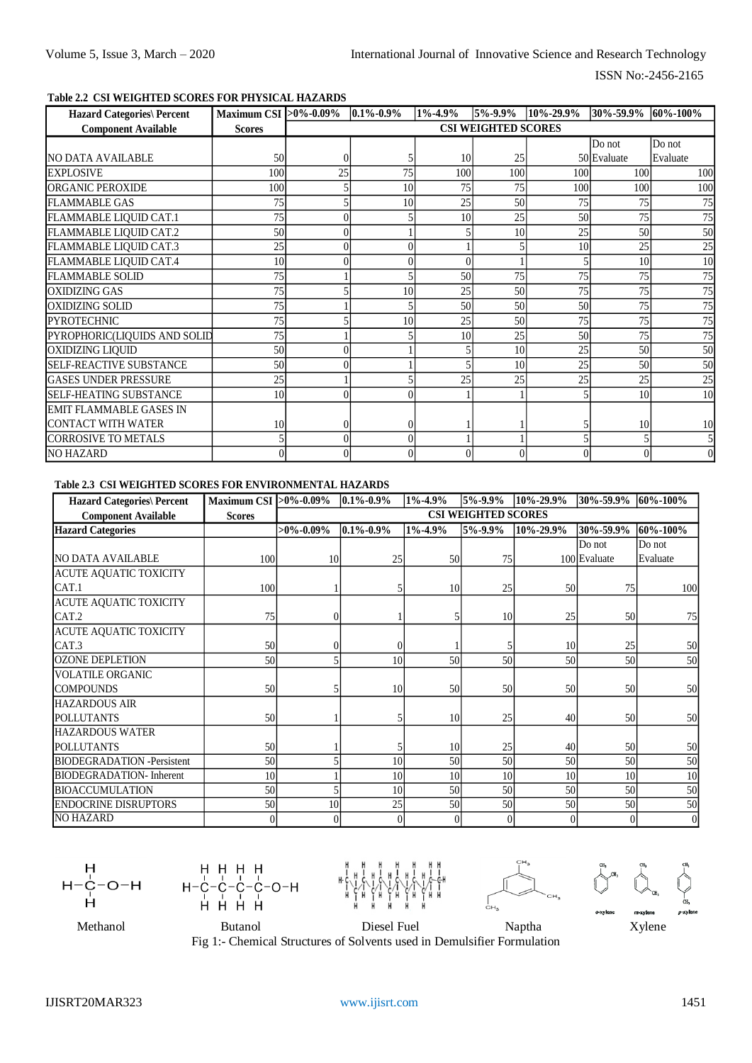**Table 2.2 CSI WEIGHTED SCORES FOR PHYSICAL HAZARDS**

| Hazard Categories\ Percent Component Available | Maximum CSI Scores | >0%-0.09% | 0.1%-0.9% | 1%-4.9% | 5%-9.9% | 10%-29.9% | 30%-59.9% | 60%-100% |
|---|---|---|---|---|---|---|---|---|
| | | CSI WEIGHTED SCORES | | | | | | |
| NO DATA AVAILABLE | 50 | 0 | 5 | 10 | 25 | 50 | Do not Evaluate | Do not Evaluate |
| EXPLOSIVE | 100 | 25 | 75 | 100 | 100 | 100 | 100 | 100 |
| ORGANIC PEROXIDE | 100 | 5 | 10 | 75 | 75 | 100 | 100 | 100 |
| FLAMMABLE GAS | 75 | 5 | 10 | 25 | 50 | 75 | 75 | 75 |
| FLAMMABLE LIQUID CAT.1 | 75 | 0 | 5 | 10 | 25 | 50 | 75 | 75 |
| FLAMMABLE LIQUID CAT.2 | 50 | 0 | 1 | 5 | 10 | 25 | 50 | 50 |
| FLAMMABLE LIQUID CAT.3 | 25 | 0 | 0 | 1 | 5 | 10 | 25 | 25 |
| FLAMMABLE LIQUID CAT.4 | 10 | 0 | 0 | 0 | 1 | 5 | 10 | 10 |
| FLAMMABLE SOLID | 75 | 1 | 5 | 50 | 75 | 75 | 75 | 75 |
| OXIDIZING GAS | 75 | 5 | 10 | 25 | 50 | 75 | 75 | 75 |
| OXIDIZING SOLID | 75 | 1 | 5 | 50 | 50 | 50 | 75 | 75 |
| PYROTECHNIC | 75 | 5 | 10 | 25 | 50 | 75 | 75 | 75 |
| PYROPHORIC(LIQUIDS AND SOLID | 75 | 1 | 5 | 10 | 25 | 50 | 75 | 75 |
| OXIDIZING LIQUID | 50 | 0 | 1 | 5 | 10 | 25 | 50 | 50 |
| SELF-REACTIVE SUBSTANCE | 50 | 0 | 1 | 5 | 10 | 25 | 50 | 50 |
| GASES UNDER PRESSURE | 25 | 1 | 5 | 25 | 25 | 25 | 25 | 25 |
| SELF-HEATING SUBSTANCE | 10 | 0 | 0 | 1 | 1 | 5 | 10 | 10 |
| EMIT FLAMMABLE GASES IN CONTACT WITH WATER | 10 | 0 | 0 | 1 | 1 | 5 | 10 | 10 |
| CORROSIVE TO METALS | 5 | 0 | 0 | 1 | 1 | 5 | 5 | 5 |
| NO HAZARD | 0 | 0 | 0 | 0 | 0 | 0 | 0 | 0 |

**Table 2.3 CSI WEIGHTED SCORES FOR ENVIRONMENTAL HAZARDS**

| Hazard Categories\ Percent Component Available | Maximum CSI Scores | >0%-0.09% | 0.1%-0.9% | 1%-4.9% | 5%-9.9% | 10%-29.9% | 30%-59.9% | 60%-100% |
|---|---|---|---|---|---|---|---|---|
| | | CSI WEIGHTED SCORES | | | | | | |
| **Hazard Categories** | | **>0%-0.09%** | **0.1%-0.9%** | **1%-4.9%** | **5%-9.9%** | **10%-29.9%** | **30%-59.9%** | **60%-100%** |
| NO DATA AVAILABLE | 100 | 10 | 25 | 50 | 75 | 100 | Do not Evaluate | Do not Evaluate |
| ACUTE AQUATIC TOXICITY CAT.1 | 100 | 1 | 5 | 10 | 25 | 50 | 75 | 100 |
| ACUTE AQUATIC TOXICITY CAT.2 | 75 | 0 | 1 | 5 | 10 | 25 | 50 | 75 |
| ACUTE AQUATIC TOXICITY CAT.3 | 50 | 0 | 0 | 1 | 5 | 10 | 25 | 50 |
| OZONE DEPLETION | 50 | 5 | 10 | 50 | 50 | 50 | 50 | 50 |
| VOLATILE ORGANIC COMPOUNDS | 50 | 5 | 10 | 50 | 50 | 50 | 50 | 50 |
| HAZARDOUS AIR POLLUTANTS | 50 | 1 | 5 | 10 | 25 | 40 | 50 | 50 |
| HAZARDOUS WATER POLLUTANTS | 50 | 1 | 5 | 10 | 25 | 40 | 50 | 50 |
| BIODEGRADATION -Persistent | 50 | 5 | 10 | 50 | 50 | 50 | 50 | 50 |
| BIODEGRADATION- Inherent | 10 | 1 | 10 | 10 | 10 | 10 | 10 | 10 |
| BIOACCUMULATION | 50 | 5 | 10 | 50 | 50 | 50 | 50 | 50 |
| ENDOCRINE DISRUPTORS | 50 | 10 | 25 | 50 | 50 | 50 | 50 | 50 |
| NO HAZARD | 0 | 0 | 0 | 0 | 0 | 0 | 0 | 0 |

Methanol Butanol Diesel Fuel Naptha Xylene

Fig 1:- Chemical Structures of Solvents used in Demulsifier Formulation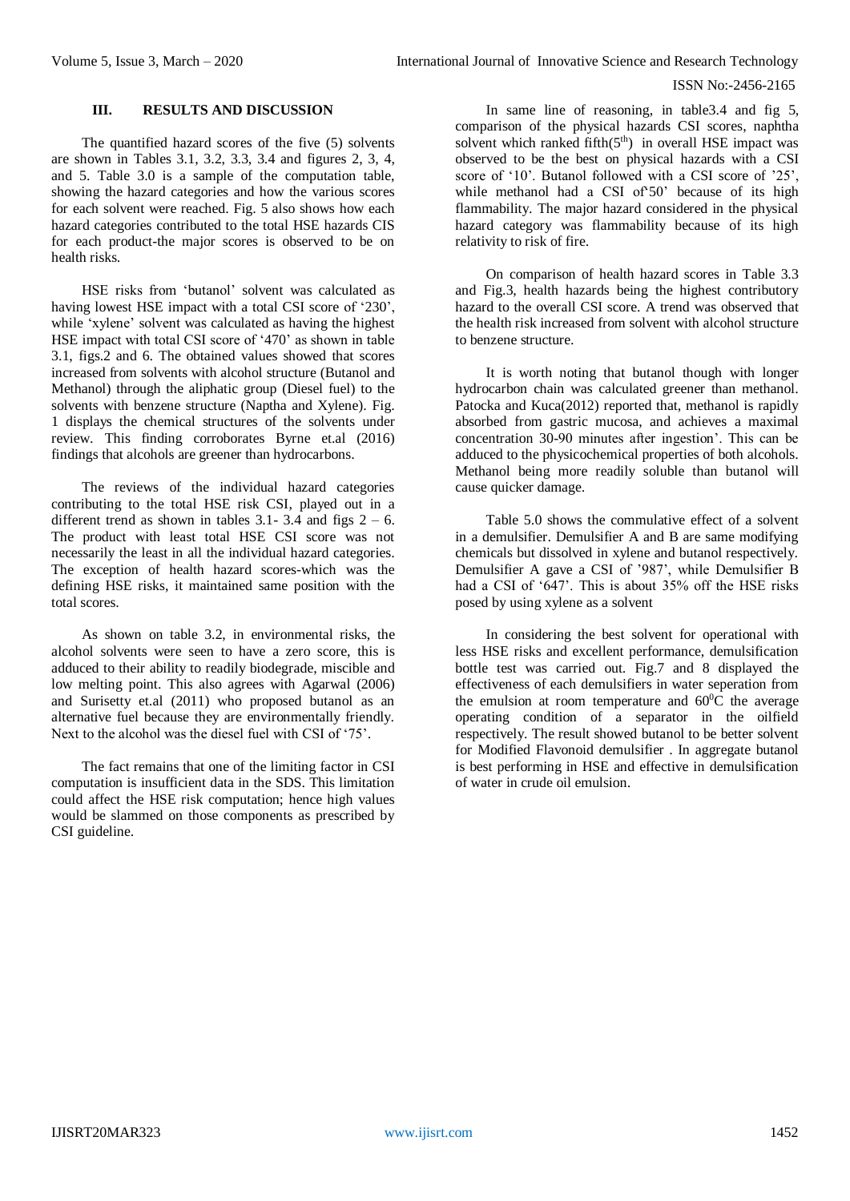## III. RESULTS AND DISCUSSION

The quantified hazard scores of the five (5) solvents are shown in Tables 3.1, 3.2, 3.3, 3.4 and figures 2, 3, 4, and 5. Table 3.0 is a sample of the computation table, showing the hazard categories and how the various scores for each solvent were reached. Fig. 5 also shows how each hazard categories contributed to the total HSE hazards CIS for each product-the major scores is observed to be on health risks.

HSE risks from 'butanol' solvent was calculated as having lowest HSE impact with a total CSI score of '230', while 'xylene' solvent was calculated as having the highest HSE impact with total CSI score of '470' as shown in table 3.1, figs.2 and 6. The obtained values showed that scores increased from solvents with alcohol structure (Butanol and Methanol) through the aliphatic group (Diesel fuel) to the solvents with benzene structure (Naptha and Xylene). Fig. 1 displays the chemical structures of the solvents under review. This finding corroborates Byrne et.al (2016) findings that alcohols are greener than hydrocarbons.

The reviews of the individual hazard categories contributing to the total HSE risk CSI, played out in a different trend as shown in tables 3.1- 3.4 and figs 2 – 6. The product with least total HSE CSI score was not necessarily the least in all the individual hazard categories. The exception of health hazard scores-which was the defining HSE risks, it maintained same position with the total scores.

As shown on table 3.2, in environmental risks, the alcohol solvents were seen to have a zero score, this is adduced to their ability to readily biodegrade, miscible and low melting point. This also agrees with Agarwal (2006) and Surisetty et.al (2011) who proposed butanol as an alternative fuel because they are environmentally friendly. Next to the alcohol was the diesel fuel with CSI of '75'.

The fact remains that one of the limiting factor in CSI computation is insufficient data in the SDS. This limitation could affect the HSE risk computation; hence high values would be slammed on those components as prescribed by CSI guideline.

In same line of reasoning, in table3.4 and fig 5, comparison of the physical hazards CSI scores, naphtha solvent which ranked fifth($5^{th}$) in overall HSE impact was observed to be the best on physical hazards with a CSI score of '10'. Butanol followed with a CSI score of '25', while methanol had a CSI of'50' because of its high flammability. The major hazard considered in the physical hazard category was flammability because of its high relativity to risk of fire.

On comparison of health hazard scores in Table 3.3 and Fig.3, health hazards being the highest contributory hazard to the overall CSI score. A trend was observed that the health risk increased from solvent with alcohol structure to benzene structure.

It is worth noting that butanol though with longer hydrocarbon chain was calculated greener than methanol. Patocka and Kuca(2012) reported that, methanol is rapidly absorbed from gastric mucosa, and achieves a maximal concentration 30-90 minutes after ingestion'. This can be adduced to the physicochemical properties of both alcohols. Methanol being more readily soluble than butanol will cause quicker damage.

Table 5.0 shows the commulative effect of a solvent in a demulsifier. Demulsifier A and B are same modifying chemicals but dissolved in xylene and butanol respectively. Demulsifier A gave a CSI of '987', while Demulsifier B had a CSI of '647'. This is about 35% off the HSE risks posed by using xylene as a solvent

In considering the best solvent for operational with less HSE risks and excellent performance, demulsification bottle test was carried out. Fig.7 and 8 displayed the effectiveness of each demulsifiers in water seperation from the emulsion at room temperature and $60^0$C the average operating condition of a separator in the oilfield respectively. The result showed butanol to be better solvent for Modified Flavonoid demulsifier . In aggregate butanol is best performing in HSE and effective in demulsification of water in crude oil emulsion.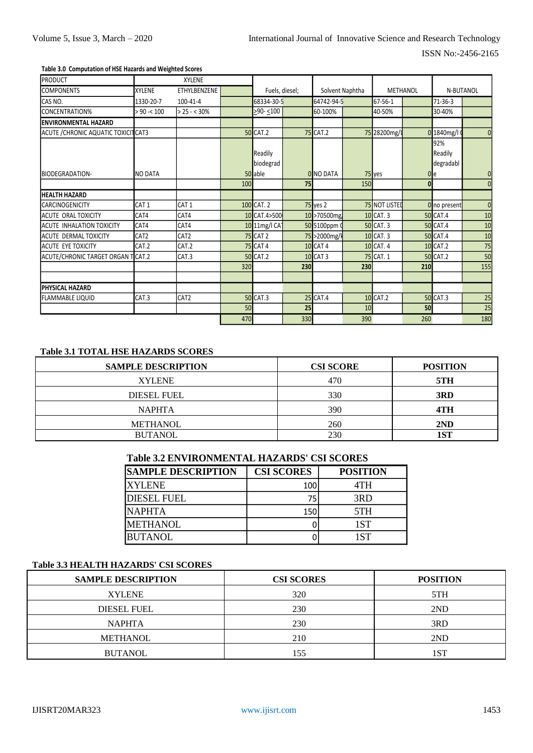**Table 3.0 Computation of HSE Hazards and Weighted Scores**

| PRODUCT | XYLENE | | | | | | | | | | |
|---|---|---|---|---|---|---|---|---|---|---|---|
| COMPONENTS | XYLENE | ETHYLBENZENE | | Fuels, diesel; | | Solvent Naphtha | | METHANOL | | N-BUTANOL | |
| CAS NO. | 1330-20-7 | 100-41-4 | | 68334-30-5 | | 64742-94-5 | | 67-56-1 | | 71-36-3 | |
| CONCENTRATION% | > 90 -< 100 | > 25 - < 30% | | ≥90- ≤100 | | 60-100% | | 40-50% | | 30-40% | |
| **ENVIRONMENTAL HAZARD** | | | | | | | | | | | |
| ACUTE /CHRONIC AQUATIC TOXICIT | CAT3 | | 50 | CAT.2 | 75 | CAT.2 | 75 | 28200mg/l | 0 | 1840mg/l ( | 0 |
| BIODEGRADATION- | NO DATA | | 50 | Readily biodegradable | 0 | NO DATA | 75 | yes | 0 | 92% Readily degradable | 0 |
| | | | 100 | | 75 | | 150 | | 0 | | 0 |
| **HEALTH HAZARD** | | | | | | | | | | | |
| CARCINOGENICITY | CAT 1 | CAT 1 | 100 | CAT. 2 | 75 | yes 2 | 75 | NOT LISTED | 0 | no present | 0 |
| ACUTE ORAL TOXICITY | CAT4 | CAT4 | 10 | CAT.4>500( | 10 | >70500mg/ | 10 | CAT. 3 | 50 | CAT.4 | 10 |
| ACUTE INHALATION TOXICITY | CAT4 | CAT4 | 10 | 11mg/l CAT | 50 | 5100ppm ( | 50 | CAT. 3 | 50 | CAT.4 | 10 |
| ACUTE DERMAL TOXICITY | CAT2 | CAT2 | 75 | CAT 2 | 75 | >2000mg/k | 10 | CAT. 3 | 50 | CAT.4 | 10 |
| ACUTE EYE TOXICITY | CAT.2 | CAT.2 | 75 | CAT 4 | 10 | CAT 4 | 10 | CAT. 4 | 10 | CAT.2 | 75 |
| ACUTE/CHRONIC TARGET ORGAN T | CAT.2 | CAT.3 | 50 | CAT.2 | 10 | CAT 3 | 75 | CAT. 1 | 50 | CAT.2 | 50 |
| | | | 320 | | 230 | | 230 | | 210 | | 155 |
| | | | | | | | | | | | |
| **PHYSICAL HAZARD** | | | | | | | | | | | |
| FLAMMABLE LIQUID | CAT.3 | CAT2 | 50 | CAT.3 | 25 | CAT.4 | 10 | CAT.2 | 50 | CAT.3 | 25 |
| | | | 50 | | 25 | | 10 | | 50 | | 25 |
| | | | 470 | | 330 | | 390 | | 260 | | 180 |

**Table 3.1 TOTAL HSE HAZARDS SCORES**

| SAMPLE DESCRIPTION | CSI SCORE | POSITION |
|---|---|---|
| XYLENE | 470 | **5TH** |
| DIESEL FUEL | 330 | **3RD** |
| NAPHTA | 390 | **4TH** |
| METHANOL | 260 | **2ND** |
| BUTANOL | 230 | **1ST** |

**Table 3.2 ENVIRONMENTAL HAZARDS' CSI SCORES**

| SAMPLE DESCRIPTION | CSI SCORES | POSITION |
|---|---|---|
| XYLENE | 100 | 4TH |
| DIESEL FUEL | 75 | 3RD |
| NAPHTA | 150 | 5TH |
| METHANOL | 0 | 1ST |
| BUTANOL | 0 | 1ST |

**Table 3.3 HEALTH HAZARDS' CSI SCORES**

| SAMPLE DESCRIPTION | CSI SCORES | POSITION |
|---|---|---|
| XYLENE | 320 | 5TH |
| DIESEL FUEL | 230 | 2ND |
| NAPHTA | 230 | 3RD |
| METHANOL | 210 | 2ND |
| BUTANOL | 155 | 1ST |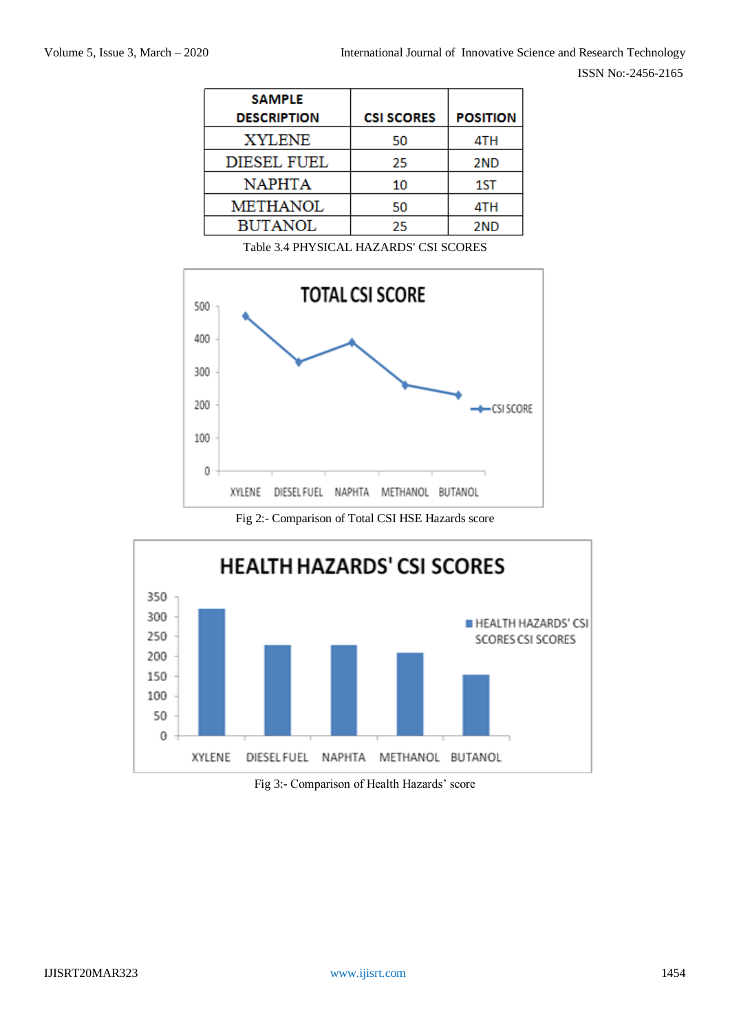| SAMPLE DESCRIPTION | CSI SCORES | POSITION |
|---|---|---|
| XYLENE | 50 | 4TH |
| DIESEL FUEL | 25 | 2ND |
| NAPHTA | 10 | 1ST |
| METHANOL | 50 | 4TH |
| BUTANOL | 25 | 2ND |

Table 3.4 PHYSICAL HAZARDS' CSI SCORES

Fig 2:- Comparison of Total CSI HSE Hazards score

Fig 3:- Comparison of Health Hazards' score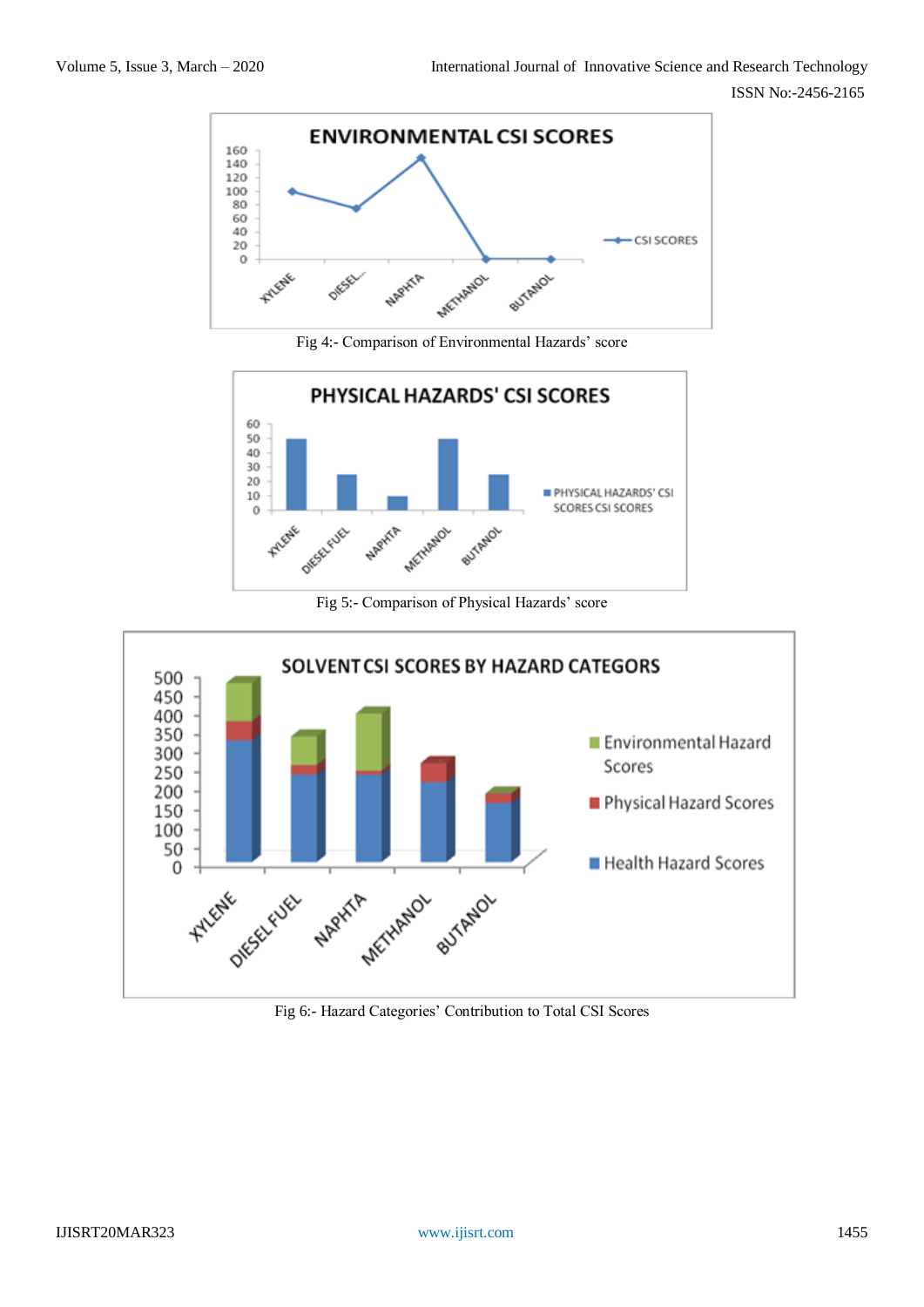Fig 4:- Comparison of Environmental Hazards' score

Fig 5:- Comparison of Physical Hazards' score

Fig 6:- Hazard Categories' Contribution to Total CSI Scores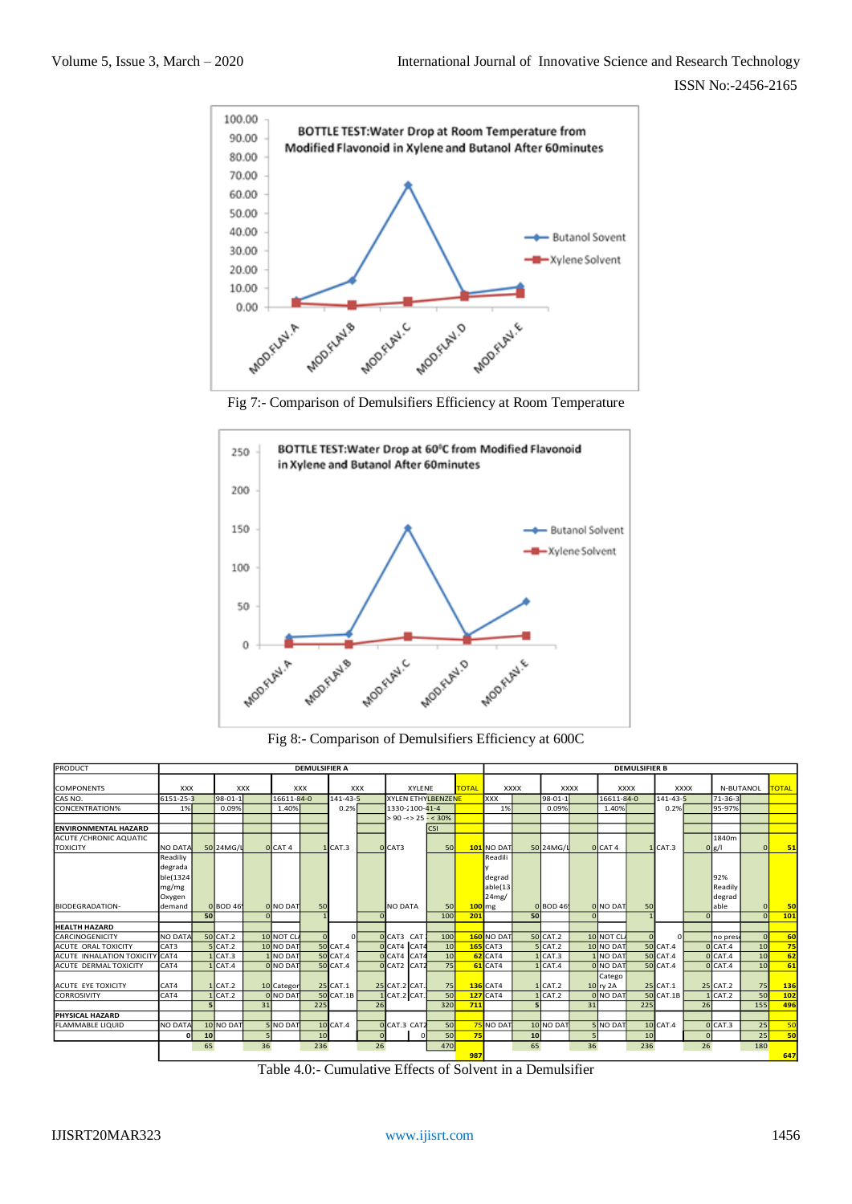BOTTLE TEST:Water Drop at Room Temperature from Modified Flavonoid in Xylene and Butanol After 60minutes

Fig 7:- Comparison of Demulsifiers Efficiency at Room Temperature

BOTTLE TEST:Water Drop at 60°C from Modified Flavonoid in Xylene and Butanol After 60minutes

Fig 8:- Comparison of Demulsifiers Efficiency at 600C

| PRODUCT | DEMULSIFIER A | | | | | | | | | | | DEMULSIFIER B | | | | | | | | | | |
|---|---|---|---|---|---|---|---|---|---|---|---|---|---|---|---|---|---|---|---|---|---|---|
| COMPONENTS | XXX | | XXX | | XXX | | XXX | | XYLENE | | TOTAL | XXXX | | XXXX | | XXXX | | XXXX | | N-BUTANOL | | TOTAL |
| CAS NO. | 6151-25-3 | | 98-01-1 | | 16611-84-0 | | 141-43-5 | | XYLEN ETHYLBENZENE 1330-2100-41-4 | | | XXX | | 98-01-1 | | 16611-84-0 | | 141-43-5 | | 71-36-3 | | |
| CONCENTRATION% | 1% | | 0.09% | | 1.40% | | 0.2% | | > 90 -<> 25 - < 30% | CSI | | 1% | | 0.09% | | 1.40% | | 0.2% | | 95-97% | | |
| ENVIRONMENTAL HAZARD | | | | | | | | | | | | | | | | | | | | | | |
| ACUTE /CHRONIC AQUATIC TOXICITY | NO DATA | 50 | 24MG/L | 0 | CAT 4 | 1 | CAT.3 | 0 | CAT3 | 50 | 101 | NO DAT | 50 | 24MG/L | 0 | CAT 4 | 1 | CAT.3 | 0 | 1840mg/l | 0 | 51 |
| BIODEGRADATION- | Readiliy degradable(1324 mg/mg Oxygen demand | 0 | BOD 46 | 0 | NO DAT | 50 | | | NO DATA | 50 | 100 | Readily degradable(13 24mg/mg | 0 | BOD 46 | 0 | NO DAT | 50 | | | 92% Readily degradable | 0 | 50 |
| | | 50 | | 0 | | 1 | | 0 | | 100 | 201 | | 50 | | 0 | | 1 | | 0 | | 0 | 101 |
| HEALTH HAZARD | | | | | | | | | | | | | | | | | | | | | | |
| CARCINOGENICITY | NO DATA | 50 | CAT.2 | 10 | NOT CL | 0 | 0 | 0 | CAT3 CAT. | 100 | 160 | NO DAT | 50 | CAT.2 | 10 | NOT CL | 0 | 0 | | no prese | 0 | 60 |
| ACUTE ORAL TOXICITY | CAT3 | 5 | CAT.2 | 10 | NO DAT | 50 | CAT.4 | 0 | CAT4 CAT4 | 10 | 165 | CAT3 | 5 | CAT.2 | 10 | NO DAT | 50 | CAT.4 | 0 | CAT.4 | 10 | 75 |
| ACUTE INHALATION TOXICITY | CAT4 | 1 | CAT.3 | 1 | NO DAT | 50 | CAT.4 | 0 | CAT4 CAT4 | 10 | 62 | CAT4 | 1 | CAT.3 | 1 | NO DAT | 50 | CAT.4 | 0 | CAT.4 | 10 | 62 |
| ACUTE DERMAL TOXICITY | CAT4 | 1 | CAT.4 | 0 | NO DAT | 50 | CAT.4 | 0 | CAT2 CAT2 | 75 | 61 | CAT4 | 1 | CAT.4 | 0 | NO DAT | 50 | CAT.4 | 0 | CAT.4 | 10 | 61 |
| ACUTE EYE TOXICITY | CAT4 | 1 | CAT.2 | 10 | Categor | 25 | CAT.1 | 25 | CAT.2 CAT. | 75 | 136 | CAT4 | 1 | CAT.2 | 10 | Category 2A | 25 | CAT.1 | 25 | CAT.2 | 75 | 136 |
| CORROSIVITY | CAT4 | 1 | CAT.2 | 0 | NO DAT | 50 | CAT.1B | 1 | CAT.2 CAT. | 50 | 127 | CAT4 | 1 | CAT.2 | 0 | NO DAT | 50 | CAT.1B | 1 | CAT.2 | 50 | 102 |
| | | 5 | | 31 | | 225 | | 26 | | 320 | 711 | | 5 | | 31 | | 225 | | 26 | | 155 | 496 |
| PHYSICAL HAZARD | | | | | | | | | | | | | | | | | | | | | | |
| FLAMMABLE LIQUID | NO DATA | 10 | NO DAT | 5 | NO DAT | 10 | CAT.4 | 0 | CAT.3 CAT2 | 50 | 75 | NO DAT | 10 | NO DAT | 5 | NO DAT | 10 | CAT.4 | 0 | CAT.3 | 25 | 50 |
| | 0 | 10 | | 5 | | 10 | | 0 | 0 | 50 | 75 | | 10 | | 5 | | 10 | | 0 | | 25 | 50 |
| | | 65 | | 36 | | 236 | | 26 | | 470 | | | 65 | | 36 | | 236 | | 26 | | 180 | |
| | | | | | | | | | | | 987 | | | | | | | | | | | 647 |

Table 4.0:- Cumulative Effects of Solvent in a Demulsifier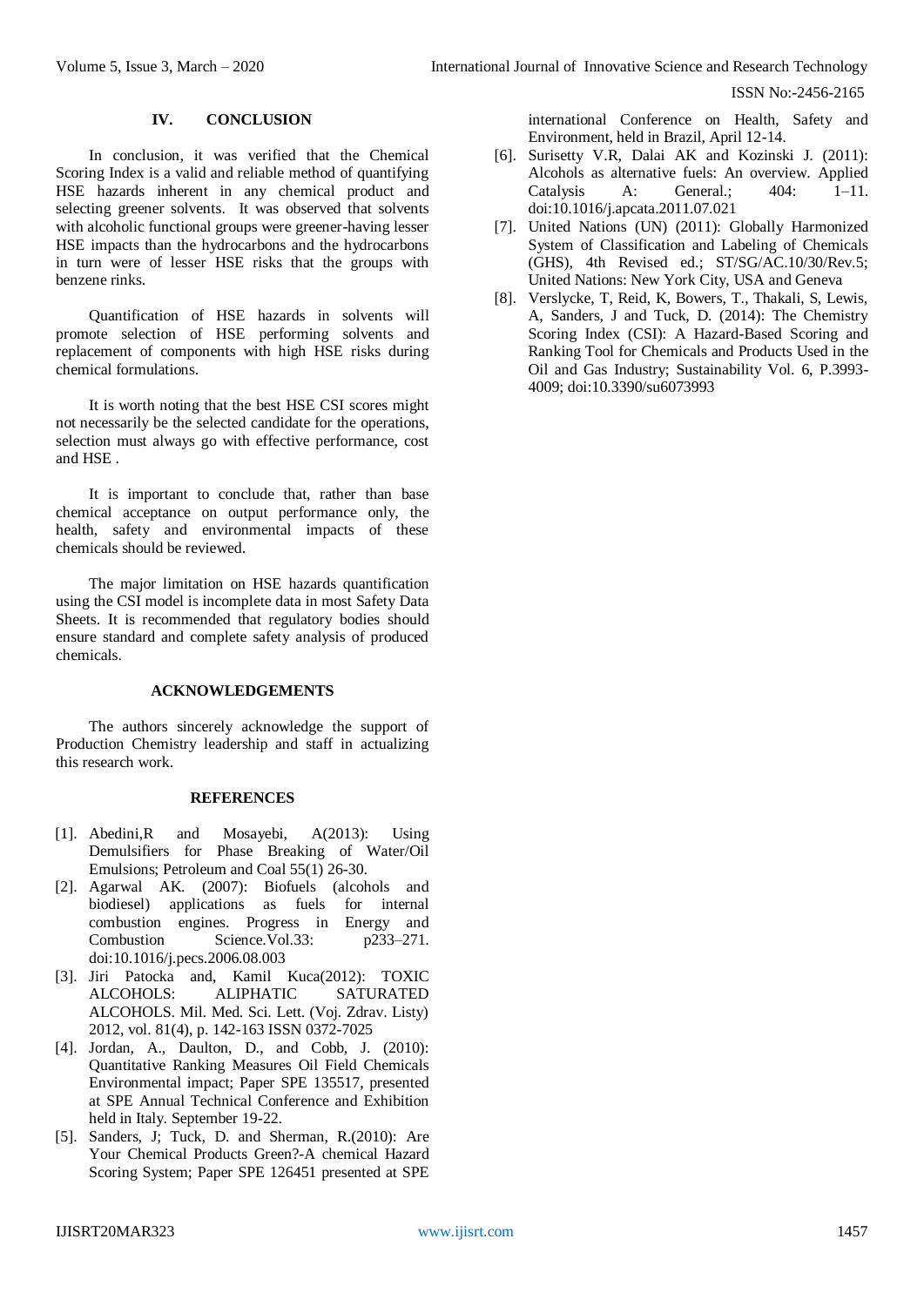## IV. CONCLUSION

In conclusion, it was verified that the Chemical Scoring Index is a valid and reliable method of quantifying HSE hazards inherent in any chemical product and selecting greener solvents. It was observed that solvents with alcoholic functional groups were greener-having lesser HSE impacts than the hydrocarbons and the hydrocarbons in turn were of lesser HSE risks that the groups with benzene rinks.

Quantification of HSE hazards in solvents will promote selection of HSE performing solvents and replacement of components with high HSE risks during chemical formulations.

It is worth noting that the best HSE CSI scores might not necessarily be the selected candidate for the operations, selection must always go with effective performance, cost and HSE .

It is important to conclude that, rather than base chemical acceptance on output performance only, the health, safety and environmental impacts of these chemicals should be reviewed.

The major limitation on HSE hazards quantification using the CSI model is incomplete data in most Safety Data Sheets. It is recommended that regulatory bodies should ensure standard and complete safety analysis of produced chemicals.

## ACKNOWLEDGEMENTS

The authors sincerely acknowledge the support of Production Chemistry leadership and staff in actualizing this research work.

## REFERENCES

[1]. Abedini,R and Mosayebi, A(2013): Using Demulsifiers for Phase Breaking of Water/Oil Emulsions; Petroleum and Coal 55(1) 26-30.

[2]. Agarwal AK. (2007): Biofuels (alcohols and biodiesel) applications as fuels for internal combustion engines. Progress in Energy and Combustion Science.Vol.33: p233–271. doi:10.1016/j.pecs.2006.08.003

[3]. Jiri Patocka and, Kamil Kuca(2012): TOXIC ALCOHOLS: ALIPHATIC SATURATED ALCOHOLS. Mil. Med. Sci. Lett. (Voj. Zdrav. Listy) 2012, vol. 81(4), p. 142-163 ISSN 0372-7025

[4]. Jordan, A., Daulton, D., and Cobb, J. (2010): Quantitative Ranking Measures Oil Field Chemicals Environmental impact; Paper SPE 135517, presented at SPE Annual Technical Conference and Exhibition held in Italy. September 19-22.

[5]. Sanders, J; Tuck, D. and Sherman, R.(2010): Are Your Chemical Products Green?-A chemical Hazard Scoring System; Paper SPE 126451 presented at SPE international Conference on Health, Safety and Environment, held in Brazil, April 12-14.

[6]. Surisetty V.R, Dalai AK and Kozinski J. (2011): Alcohols as alternative fuels: An overview. Applied Catalysis A: General.; 404: 1–11. doi:10.1016/j.apcata.2011.07.021

[7]. United Nations (UN) (2011): Globally Harmonized System of Classification and Labeling of Chemicals (GHS), 4th Revised ed.; ST/SG/AC.10/30/Rev.5; United Nations: New York City, USA and Geneva

[8]. Verslycke, T, Reid, K, Bowers, T., Thakali, S, Lewis, A, Sanders, J and Tuck, D. (2014): The Chemistry Scoring Index (CSI): A Hazard-Based Scoring and Ranking Tool for Chemicals and Products Used in the Oil and Gas Industry; Sustainability Vol. 6, P.3993-4009; doi:10.3390/su6073993